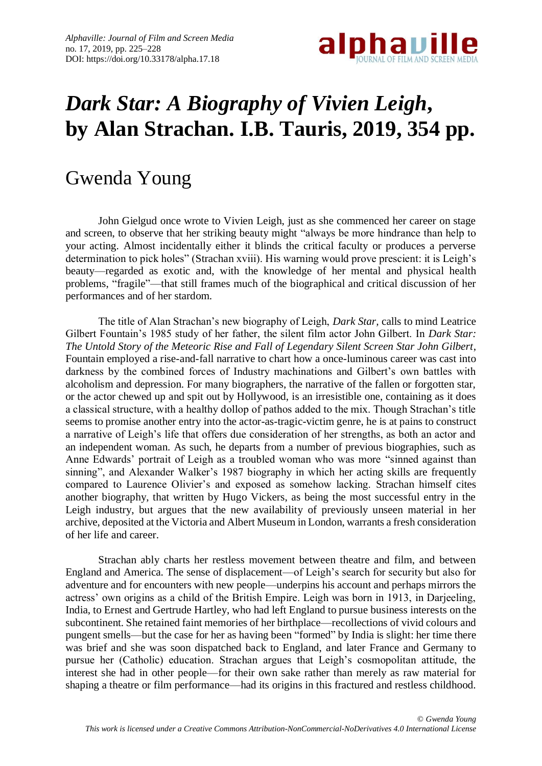# *Dark Star: A Biography of Vivien Leigh*, by Alan Strachan. I.B. Tauris, 2019, 354 pp.

## Gwenda Young

John Gielgud once wrote to Vivien Leigh, just as she commenced her career on stage and screen, to observe that her striking beauty might "always be more hindrance than help to your acting. Almost incidentally either it blinds the critical faculty or produces a perverse determination to pick holes" (Strachan xviii). His warning would prove prescient: it is Leigh's beauty—regarded as exotic and, with the knowledge of her mental and physical health problems, "fragile"—that still frames much of the biographical and critical discussion of her performances and of her stardom.

The title of Alan Strachan's new biography of Leigh, *Dark Star,* calls to mind Leatrice Gilbert Fountain's 1985 study of her father, the silent film actor John Gilbert. In *Dark Star: The Untold Story of the Meteoric Rise and Fall of Legendary Silent Screen Star John Gilbert*, Fountain employed a rise-and-fall narrative to chart how a once-luminous career was cast into darkness by the combined forces of Industry machinations and Gilbert's own battles with alcoholism and depression. For many biographers, the narrative of the fallen or forgotten star, or the actor chewed up and spit out by Hollywood, is an irresistible one, containing as it does a classical structure, with a healthy dollop of pathos added to the mix. Though Strachan's title seems to promise another entry into the actor-as-tragic-victim genre, he is at pains to construct a narrative of Leigh's life that offers due consideration of her strengths, as both an actor and an independent woman. As such, he departs from a number of previous biographies, such as Anne Edwards' portrait of Leigh as a troubled woman who was more "sinned against than sinning", and Alexander Walker's 1987 biography in which her acting skills are frequently compared to Laurence Olivier's and exposed as somehow lacking. Strachan himself cites another biography, that written by Hugo Vickers, as being the most successful entry in the Leigh industry, but argues that the new availability of previously unseen material in her archive, deposited at the Victoria and Albert Museum in London, warrants a fresh consideration of her life and career.

Strachan ably charts her restless movement between theatre and film, and between England and America. The sense of displacement—of Leigh's search for security but also for adventure and for encounters with new people—underpins his account and perhaps mirrors the actress' own origins as a child of the British Empire. Leigh was born in 1913, in Darjeeling, India, to Ernest and Gertrude Hartley, who had left England to pursue business interests on the subcontinent. She retained faint memories of her birthplace—recollections of vivid colours and pungent smells—but the case for her as having been "formed" by India is slight: her time there was brief and she was soon dispatched back to England, and later France and Germany to pursue her (Catholic) education. Strachan argues that Leigh's cosmopolitan attitude, the interest she had in other people—for their own sake rather than merely as raw material for shaping a theatre or film performance—had its origins in this fractured and restless childhood.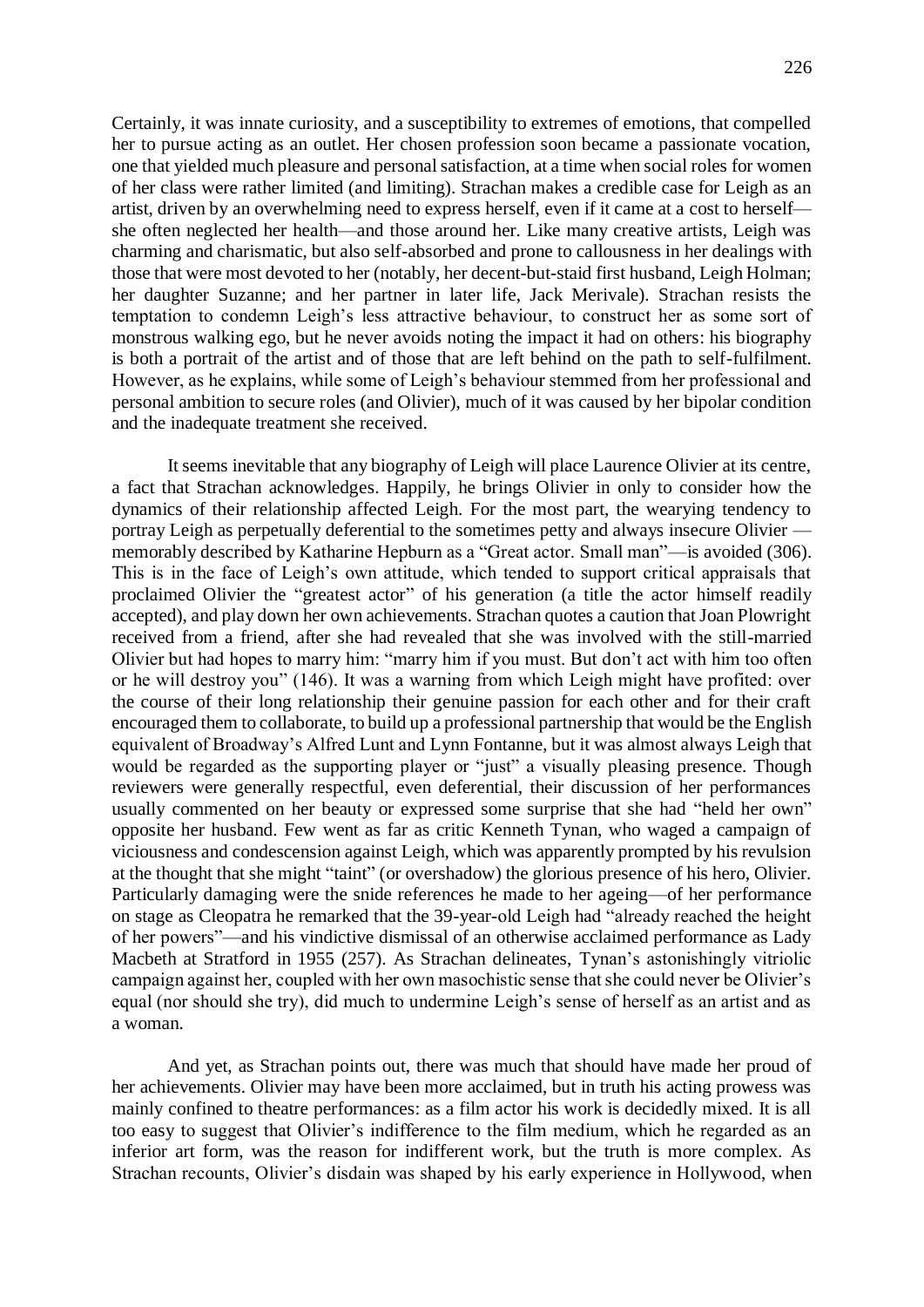Certainly, it was innate curiosity, and a susceptibility to extremes of emotions, that compelled her to pursue acting as an outlet. Her chosen profession soon became a passionate vocation, one that yielded much pleasure and personal satisfaction, at a time when social roles for women of her class were rather limited (and limiting). Strachan makes a credible case for Leigh as an artist, driven by an overwhelming need to express herself, even if it came at a cost to herself—she often neglected her health—and those around her. Like many creative artists, Leigh was charming and charismatic, but also self-absorbed and prone to callousness in her dealings with those that were most devoted to her (notably, her decent-but-staid first husband, Leigh Holman; her daughter Suzanne; and her partner in later life, Jack Merivale). Strachan resists the temptation to condemn Leigh's less attractive behaviour, to construct her as some sort of monstrous walking ego, but he never avoids noting the impact it had on others: his biography is both a portrait of the artist and of those that are left behind on the path to self-fulfilment. However, as he explains, while some of Leigh's behaviour stemmed from her professional and personal ambition to secure roles (and Olivier), much of it was caused by her bipolar condition and the inadequate treatment she received.

It seems inevitable that any biography of Leigh will place Laurence Olivier at its centre, a fact that Strachan acknowledges. Happily, he brings Olivier in only to consider how the dynamics of their relationship affected Leigh. For the most part, the wearying tendency to portray Leigh as perpetually deferential to the sometimes petty and always insecure Olivier — memorably described by Katharine Hepburn as a "Great actor. Small man"—is avoided (306). This is in the face of Leigh's own attitude, which tended to support critical appraisals that proclaimed Olivier the "greatest actor" of his generation (a title the actor himself readily accepted), and play down her own achievements. Strachan quotes a caution that Joan Plowright received from a friend, after she had revealed that she was involved with the still-married Olivier but had hopes to marry him: "marry him if you must. But don't act with him too often or he will destroy you" (146). It was a warning from which Leigh might have profited: over the course of their long relationship their genuine passion for each other and for their craft encouraged them to collaborate, to build up a professional partnership that would be the English equivalent of Broadway's Alfred Lunt and Lynn Fontanne, but it was almost always Leigh that would be regarded as the supporting player or "just" a visually pleasing presence. Though reviewers were generally respectful, even deferential, their discussion of her performances usually commented on her beauty or expressed some surprise that she had "held her own" opposite her husband. Few went as far as critic Kenneth Tynan, who waged a campaign of viciousness and condescension against Leigh, which was apparently prompted by his revulsion at the thought that she might "taint" (or overshadow) the glorious presence of his hero, Olivier. Particularly damaging were the snide references he made to her ageing—of her performance on stage as Cleopatra he remarked that the 39-year-old Leigh had "already reached the height of her powers"—and his vindictive dismissal of an otherwise acclaimed performance as Lady Macbeth at Stratford in 1955 (257). As Strachan delineates, Tynan's astonishingly vitriolic campaign against her, coupled with her own masochistic sense that she could never be Olivier's equal (nor should she try), did much to undermine Leigh's sense of herself as an artist and as a woman.

And yet, as Strachan points out, there was much that should have made her proud of her achievements. Olivier may have been more acclaimed, but in truth his acting prowess was mainly confined to theatre performances: as a film actor his work is decidedly mixed. It is all too easy to suggest that Olivier's indifference to the film medium, which he regarded as an inferior art form, was the reason for indifferent work, but the truth is more complex. As Strachan recounts, Olivier's disdain was shaped by his early experience in Hollywood, when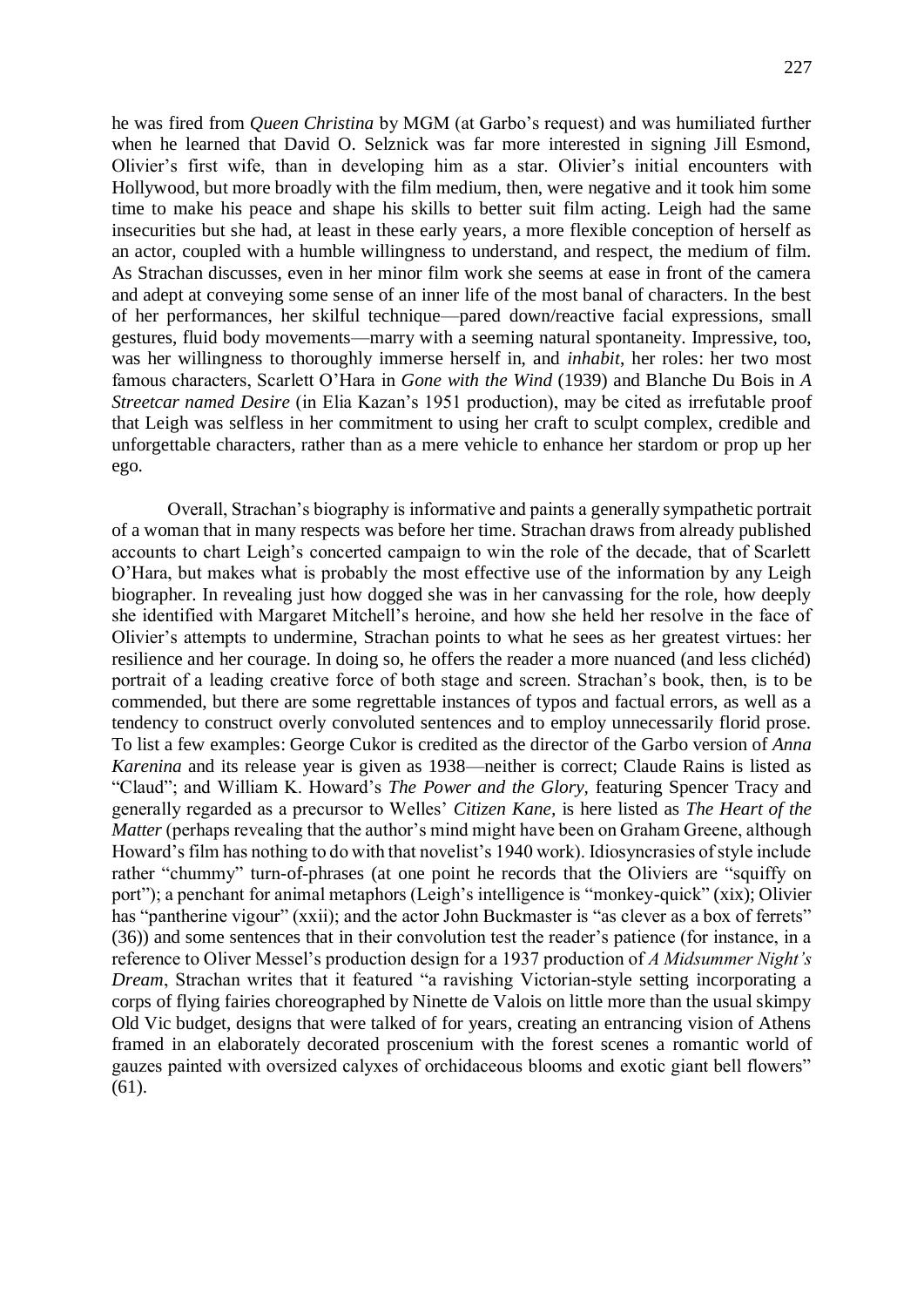he was fired from *Queen Christina* by MGM (at Garbo's request) and was humiliated further when he learned that David O. Selznick was far more interested in signing Jill Esmond, Olivier's first wife, than in developing him as a star. Olivier's initial encounters with Hollywood, but more broadly with the film medium, then, were negative and it took him some time to make his peace and shape his skills to better suit film acting. Leigh had the same insecurities but she had, at least in these early years, a more flexible conception of herself as an actor, coupled with a humble willingness to understand, and respect, the medium of film. As Strachan discusses, even in her minor film work she seems at ease in front of the camera and adept at conveying some sense of an inner life of the most banal of characters. In the best of her performances, her skilful technique—pared down/reactive facial expressions, small gestures, fluid body movements—marry with a seeming natural spontaneity. Impressive, too, was her willingness to thoroughly immerse herself in, and *inhabit*, her roles: her two most famous characters, Scarlett O'Hara in *Gone with the Wind* (1939) and Blanche Du Bois in *A Streetcar named Desire* (in Elia Kazan's 1951 production), may be cited as irrefutable proof that Leigh was selfless in her commitment to using her craft to sculpt complex, credible and unforgettable characters, rather than as a mere vehicle to enhance her stardom or prop up her ego.

Overall, Strachan's biography is informative and paints a generally sympathetic portrait of a woman that in many respects was before her time. Strachan draws from already published accounts to chart Leigh's concerted campaign to win the role of the decade, that of Scarlett O'Hara, but makes what is probably the most effective use of the information by any Leigh biographer. In revealing just how dogged she was in her canvassing for the role, how deeply she identified with Margaret Mitchell's heroine, and how she held her resolve in the face of Olivier's attempts to undermine, Strachan points to what he sees as her greatest virtues: her resilience and her courage. In doing so, he offers the reader a more nuanced (and less clichéd) portrait of a leading creative force of both stage and screen. Strachan's book, then, is to be commended, but there are some regrettable instances of typos and factual errors, as well as a tendency to construct overly convoluted sentences and to employ unnecessarily florid prose. To list a few examples: George Cukor is credited as the director of the Garbo version of *Anna Karenina* and its release year is given as 1938—neither is correct; Claude Rains is listed as "Claud"; and William K. Howard's *The Power and the Glory,* featuring Spencer Tracy and generally regarded as a precursor to Welles' *Citizen Kane*, is here listed as *The Heart of the Matter* (perhaps revealing that the author's mind might have been on Graham Greene, although Howard's film has nothing to do with that novelist's 1940 work). Idiosyncrasies of style include rather "chummy" turn-of-phrases (at one point he records that the Oliviers are "squiffy on port"); a penchant for animal metaphors (Leigh's intelligence is "monkey-quick" (xix); Olivier has "pantherine vigour" (xxii); and the actor John Buckmaster is "as clever as a box of ferrets" (36)) and some sentences that in their convolution test the reader's patience (for instance, in a reference to Oliver Messel's production design for a 1937 production of *A Midsummer Night's Dream*, Strachan writes that it featured "a ravishing Victorian-style setting incorporating a corps of flying fairies choreographed by Ninette de Valois on little more than the usual skimpy Old Vic budget, designs that were talked of for years, creating an entrancing vision of Athens framed in an elaborately decorated proscenium with the forest scenes a romantic world of gauzes painted with oversized calyxes of orchidaceous blooms and exotic giant bell flowers" (61).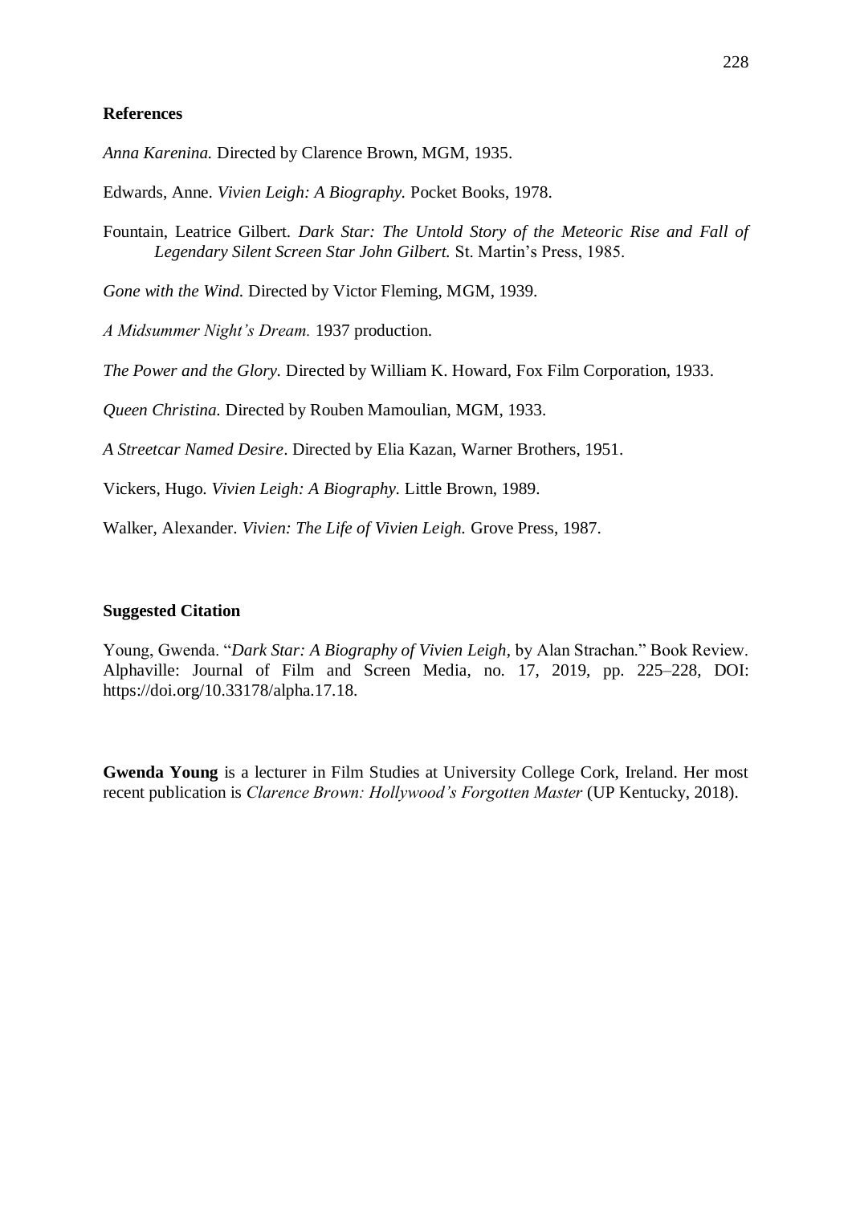## References

*Anna Karenina.* Directed by Clarence Brown, MGM, 1935.

Edwards, Anne. *Vivien Leigh: A Biography.* Pocket Books, 1978.

Fountain, Leatrice Gilbert. *Dark Star: The Untold Story of the Meteoric Rise and Fall of Legendary Silent Screen Star John Gilbert.* St. Martin's Press, 1985.

*Gone with the Wind.* Directed by Victor Fleming, MGM, 1939.

*A Midsummer Night's Dream.* 1937 production.

*The Power and the Glory.* Directed by William K. Howard, Fox Film Corporation, 1933.

*Queen Christina.* Directed by Rouben Mamoulian, MGM, 1933.

*A Streetcar Named Desire*. Directed by Elia Kazan, Warner Brothers, 1951.

Vickers, Hugo. *Vivien Leigh: A Biography.* Little Brown, 1989.

Walker, Alexander. *Vivien: The Life of Vivien Leigh.* Grove Press, 1987.

## Suggested Citation

Young, Gwenda. "*Dark Star: A Biography of Vivien Leigh*, by Alan Strachan." Book Review. Alphaville: Journal of Film and Screen Media, no. 17, 2019, pp. 225–228, DOI: https://doi.org/10.33178/alpha.17.18.

**Gwenda Young** is a lecturer in Film Studies at University College Cork, Ireland. Her most recent publication is *Clarence Brown: Hollywood's Forgotten Master* (UP Kentucky, 2018).